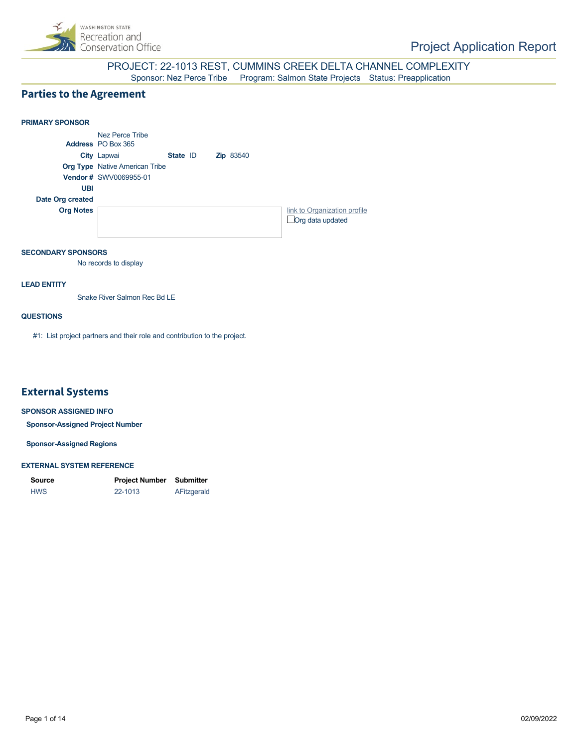Washington State Recreation and Conservation Office

# Project Application Report

## PROJECT: 22-1013 REST, CUMMINS CREEK DELTA CHANNEL COMPLEXITY

Sponsor: Nez Perce Tribe Program: Salmon State Projects Status: Preapplication

## Parties to the Agreement

### PRIMARY SPONSOR

Nez Perce Tribe

**Address** PO Box 365

**City** Lapwai **State** ID **Zip** 83540

**Org Type** Native American Tribe

**Vendor #** SWV0069955-01

**UBI**

**Date Org created**

**Org Notes**

link to Organization profile

☐ Org data updated

### SECONDARY SPONSORS

No records to display

### LEAD ENTITY

Snake River Salmon Rec Bd LE

### QUESTIONS

#1: List project partners and their role and contribution to the project.

## External Systems

### SPONSOR ASSIGNED INFO

**Sponsor-Assigned Project Number**

**Sponsor-Assigned Regions**

### EXTERNAL SYSTEM REFERENCE

| Source | Project Number | Submitter |
|---|---|---|
| HWS | 22-1013 | AFitzgerald |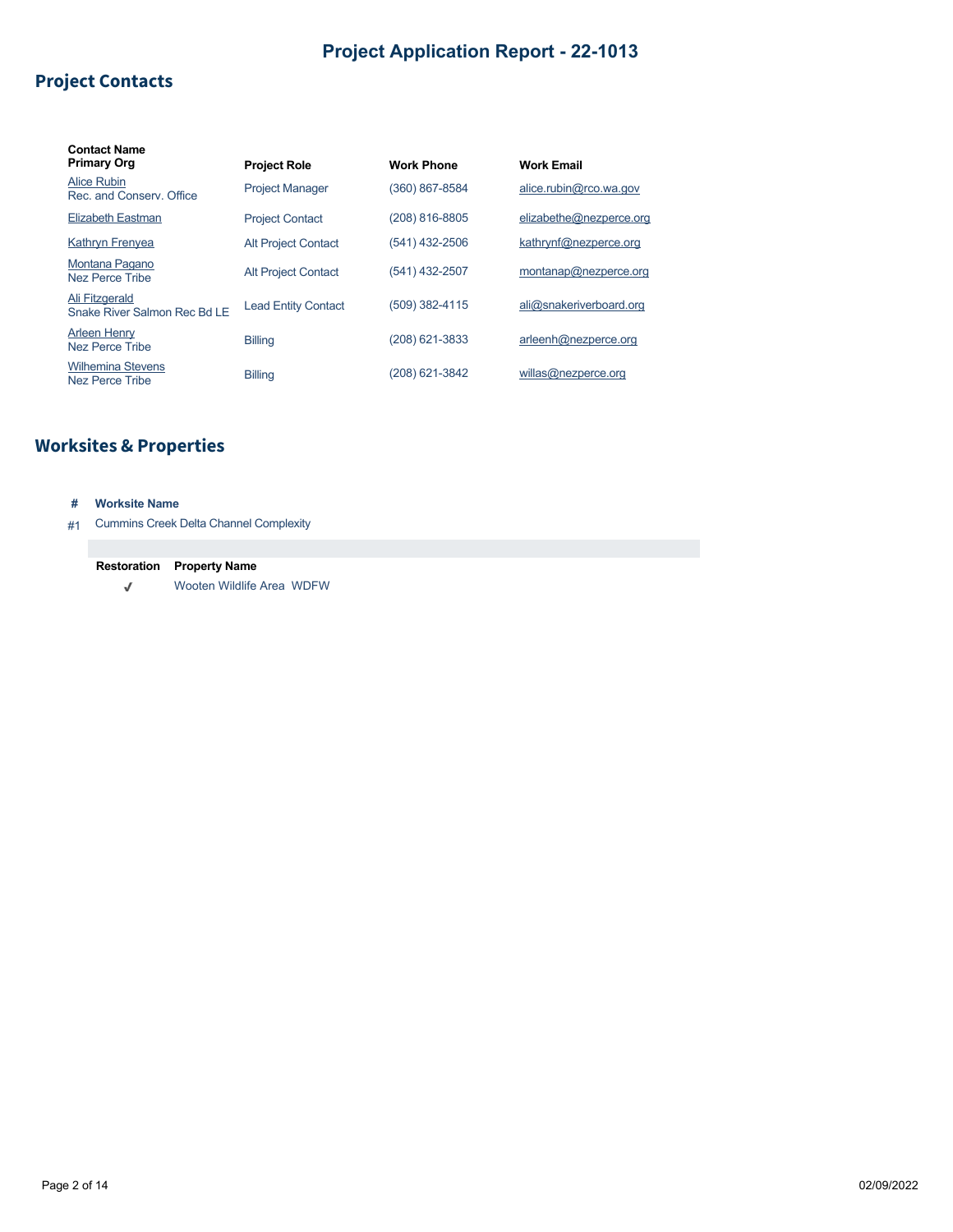# Project Application Report - 22-1013

## Project Contacts

| Contact Name<br>Primary Org | Project Role | Work Phone | Work Email |
|---|---|---|---|
| Alice Rubin<br>Rec. and Conserv. Office | Project Manager | (360) 867-8584 | alice.rubin@rco.wa.gov |
| Elizabeth Eastman | Project Contact | (208) 816-8805 | elizabethe@nezperce.org |
| Kathryn Frenyea | Alt Project Contact | (541) 432-2506 | kathrynf@nezperce.org |
| Montana Pagano<br>Nez Perce Tribe | Alt Project Contact | (541) 432-2507 | montanap@nezperce.org |
| Ali Fitzgerald<br>Snake River Salmon Rec Bd LE | Lead Entity Contact | (509) 382-4115 | ali@snakeriverboard.org |
| Arleen Henry<br>Nez Perce Tribe | Billing | (208) 621-3833 | arleenh@nezperce.org |
| Wilhemina Stevens<br>Nez Perce Tribe | Billing | (208) 621-3842 | willas@nezperce.org |

## Worksites & Properties

| # | Worksite Name |
|---|---|
| #1 | Cummins Creek Delta Channel Complexity |

| Restoration | Property Name |
|---|---|
| ✓ | Wooten Wildlife Area WDFW |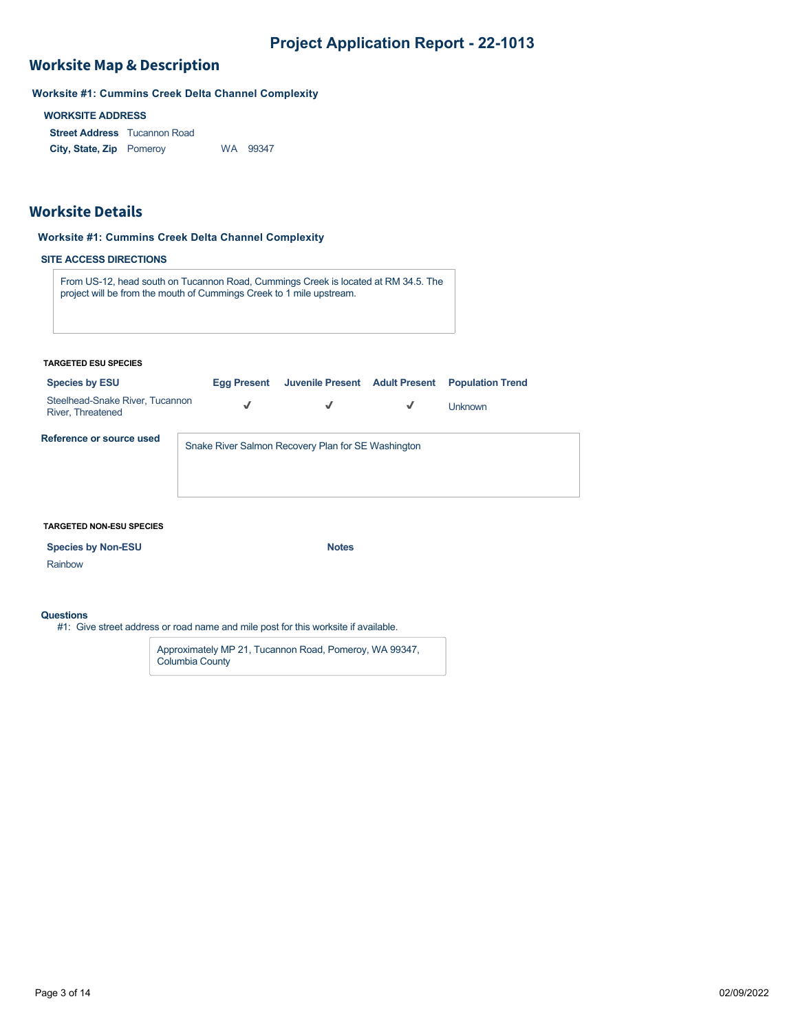# Project Application Report - 22-1013

## Worksite Map & Description

**Worksite #1: Cummins Creek Delta Channel Complexity**

**WORKSITE ADDRESS**

**Street Address** Tucannon Road
**City, State, Zip** Pomeroy WA 99347

## Worksite Details

**Worksite #1: Cummins Creek Delta Channel Complexity**

**SITE ACCESS DIRECTIONS**

From US-12, head south on Tucannon Road, Cummings Creek is located at RM 34.5. The project will be from the mouth of Cummings Creek to 1 mile upstream.

**TARGETED ESU SPECIES**

| Species by ESU | Egg Present | Juvenile Present | Adult Present | Population Trend |
|---|---|---|---|---|
| Steelhead-Snake River, Tucannon River, Threatened | ✓ | ✓ | ✓ | Unknown |

**Reference or source used**

Snake River Salmon Recovery Plan for SE Washington

**TARGETED NON-ESU SPECIES**

| Species by Non-ESU | Notes |
|---|---|
| Rainbow | |

**Questions**

#1: Give street address or road name and mile post for this worksite if available.

Approximately MP 21, Tucannon Road, Pomeroy, WA 99347, Columbia County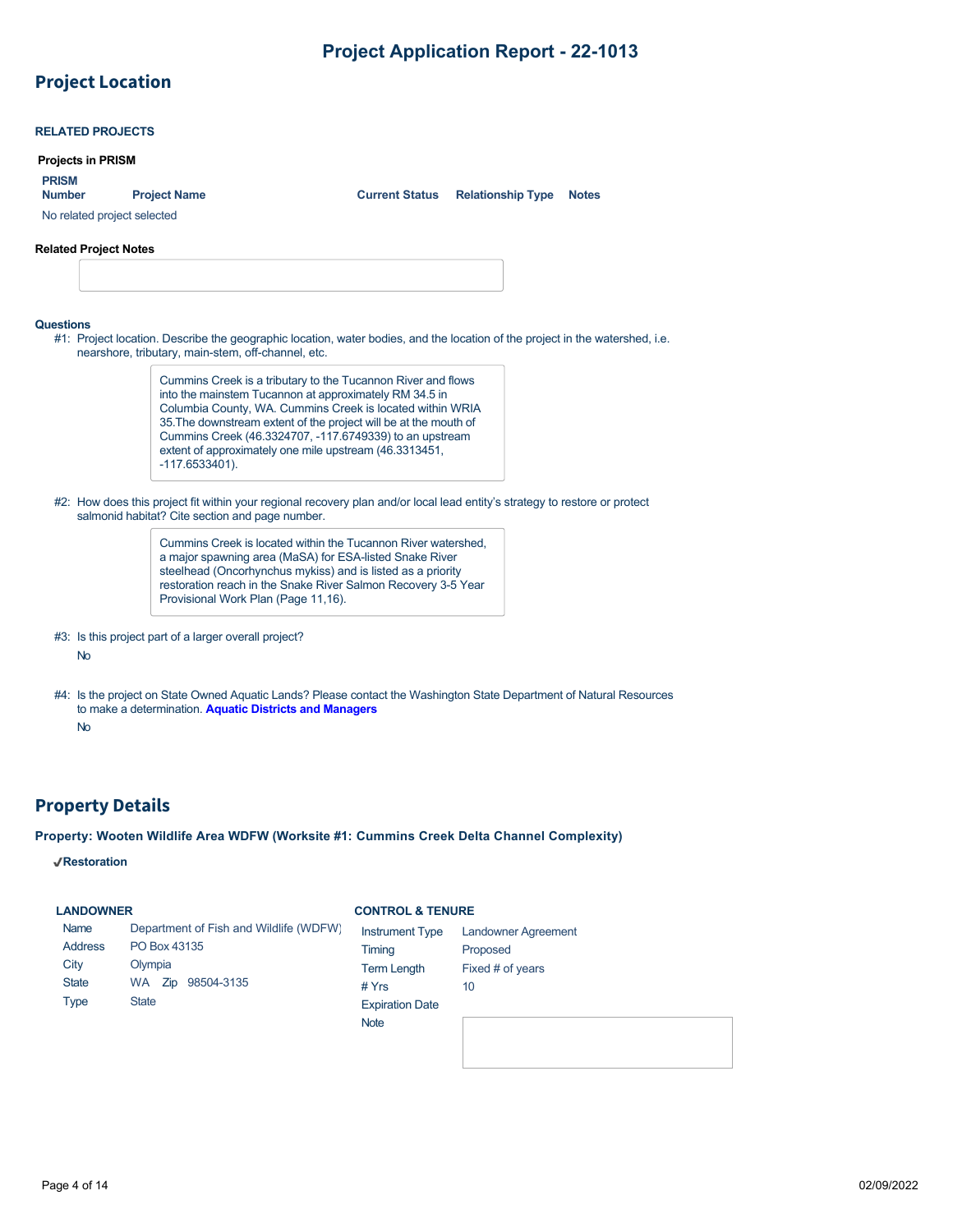# Project Application Report - 22-1013

## Project Location

### RELATED PROJECTS

**Projects in PRISM**

| PRISM Number | Project Name | Current Status | Relationship Type | Notes |
|---|---|---|---|---|
| No related project selected | | | | |

**Related Project Notes**

### Questions

#1: Project location. Describe the geographic location, water bodies, and the location of the project in the watershed, i.e. nearshore, tributary, main-stem, off-channel, etc.

> Cummins Creek is a tributary to the Tucannon River and flows into the mainstem Tucannon at approximately RM 34.5 in Columbia County, WA. Cummins Creek is located within WRIA 35.The downstream extent of the project will be at the mouth of Cummins Creek (46.3324707, -117.6749339) to an upstream extent of approximately one mile upstream (46.3313451, -117.6533401).

#2: How does this project fit within your regional recovery plan and/or local lead entity's strategy to restore or protect salmonid habitat? Cite section and page number.

> Cummins Creek is located within the Tucannon River watershed, a major spawning area (MaSA) for ESA-listed Snake River steelhead (Oncorhynchus mykiss) and is listed as a priority restoration reach in the Snake River Salmon Recovery 3-5 Year Provisional Work Plan (Page 11,16).

#3: Is this project part of a larger overall project?

No

#4: Is the project on State Owned Aquatic Lands? Please contact the Washington State Department of Natural Resources to make a determination. **Aquatic Districts and Managers**

No

## Property Details

**Property: Wooten Wildlife Area WDFW (Worksite #1: Cummins Creek Delta Channel Complexity)**

✔**Restoration**

**LANDOWNER**

| | |
|---|---|
| Name | Department of Fish and Wildlife (WDFW) |
| Address | PO Box 43135 |
| City | Olympia |
| State | WA Zip 98504-3135 |
| Type | State |

**CONTROL & TENURE**

| | |
|---|---|
| Instrument Type | Landowner Agreement |
| Timing | Proposed |
| Term Length | Fixed # of years |
| # Yrs | 10 |
| Expiration Date | |
| Note | |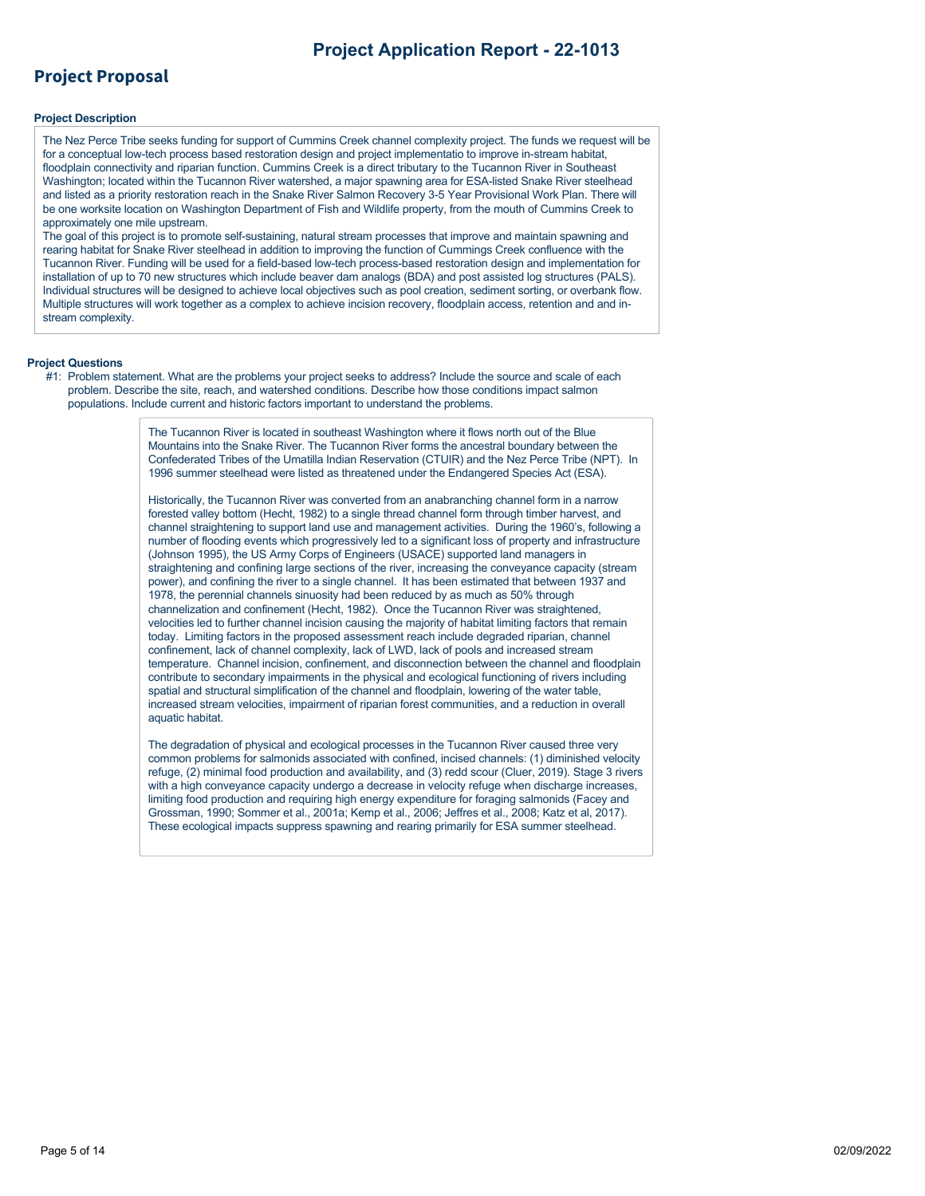# Project Application Report - 22-1013

## Project Proposal

### Project Description

The Nez Perce Tribe seeks funding for support of Cummins Creek channel complexity project. The funds we request will be for a conceptual low-tech process based restoration design and project implementatio to improve in-stream habitat, floodplain connectivity and riparian function. Cummins Creek is a direct tributary to the Tucannon River in Southeast Washington; located within the Tucannon River watershed, a major spawning area for ESA-listed Snake River steelhead and listed as a priority restoration reach in the Snake River Salmon Recovery 3-5 Year Provisional Work Plan. There will be one worksite location on Washington Department of Fish and Wildlife property, from the mouth of Cummins Creek to approximately one mile upstream.

The goal of this project is to promote self-sustaining, natural stream processes that improve and maintain spawning and rearing habitat for Snake River steelhead in addition to improving the function of Cummings Creek confluence with the Tucannon River. Funding will be used for a field-based low-tech process-based restoration design and implementation for installation of up to 70 new structures which include beaver dam analogs (BDA) and post assisted log structures (PALS). Individual structures will be designed to achieve local objectives such as pool creation, sediment sorting, or overbank flow. Multiple structures will work together as a complex to achieve incision recovery, floodplain access, retention and and in-stream complexity.

### Project Questions

#1: Problem statement. What are the problems your project seeks to address? Include the source and scale of each problem. Describe the site, reach, and watershed conditions. Describe how those conditions impact salmon populations. Include current and historic factors important to understand the problems.

The Tucannon River is located in southeast Washington where it flows north out of the Blue Mountains into the Snake River. The Tucannon River forms the ancestral boundary between the Confederated Tribes of the Umatilla Indian Reservation (CTUIR) and the Nez Perce Tribe (NPT). In 1996 summer steelhead were listed as threatened under the Endangered Species Act (ESA).

Historically, the Tucannon River was converted from an anabranching channel form in a narrow forested valley bottom (Hecht, 1982) to a single thread channel form through timber harvest, and channel straightening to support land use and management activities. During the 1960's, following a number of flooding events which progressively led to a significant loss of property and infrastructure (Johnson 1995), the US Army Corps of Engineers (USACE) supported land managers in straightening and confining large sections of the river, increasing the conveyance capacity (stream power), and confining the river to a single channel. It has been estimated that between 1937 and 1978, the perennial channels sinuosity had been reduced by as much as 50% through channelization and confinement (Hecht, 1982). Once the Tucannon River was straightened, velocities led to further channel incision causing the majority of habitat limiting factors that remain today. Limiting factors in the proposed assessment reach include degraded riparian, channel confinement, lack of channel complexity, lack of LWD, lack of pools and increased stream temperature. Channel incision, confinement, and disconnection between the channel and floodplain contribute to secondary impairments in the physical and ecological functioning of rivers including spatial and structural simplification of the channel and floodplain, lowering of the water table, increased stream velocities, impairment of riparian forest communities, and a reduction in overall aquatic habitat.

The degradation of physical and ecological processes in the Tucannon River caused three very common problems for salmonids associated with confined, incised channels: (1) diminished velocity refuge, (2) minimal food production and availability, and (3) redd scour (Cluer, 2019). Stage 3 rivers with a high conveyance capacity undergo a decrease in velocity refuge when discharge increases, limiting food production and requiring high energy expenditure for foraging salmonids (Facey and Grossman, 1990; Sommer et al., 2001a; Kemp et al., 2006; Jeffres et al., 2008; Katz et al, 2017). These ecological impacts suppress spawning and rearing primarily for ESA summer steelhead.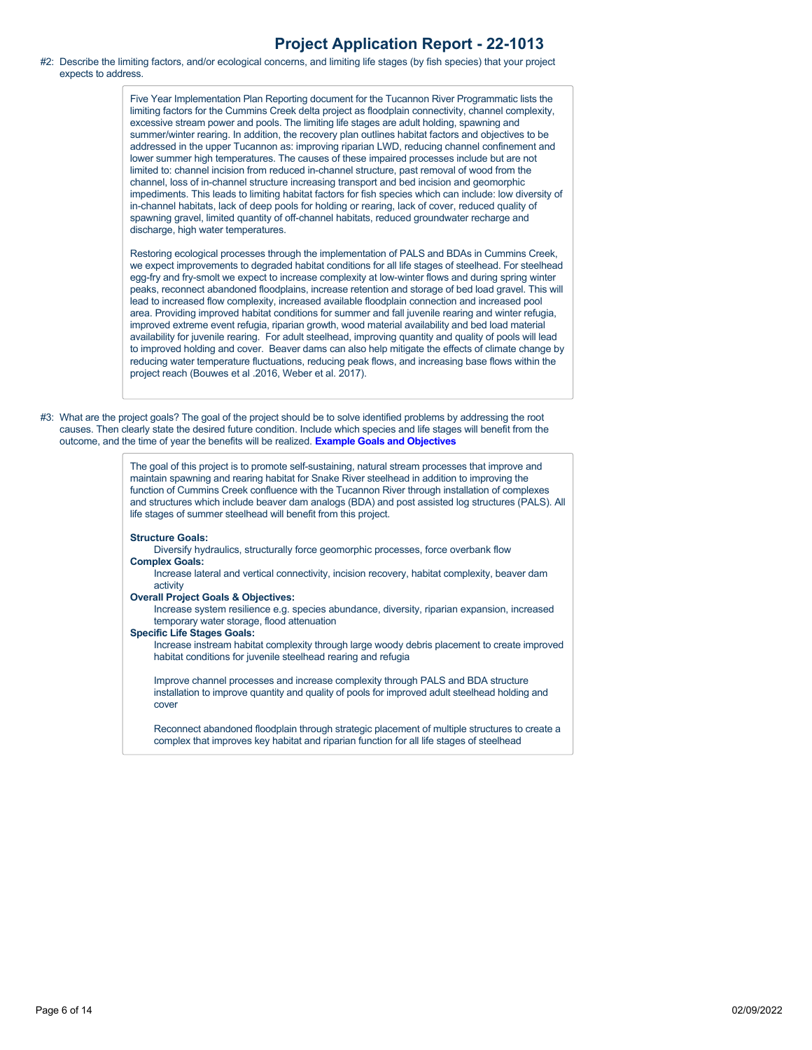## Project Application Report - 22-1013

#2: Describe the limiting factors, and/or ecological concerns, and limiting life stages (by fish species) that your project expects to address.

> Five Year Implementation Plan Reporting document for the Tucannon River Programmatic lists the limiting factors for the Cummins Creek delta project as floodplain connectivity, channel complexity, excessive stream power and pools. The limiting life stages are adult holding, spawning and summer/winter rearing. In addition, the recovery plan outlines habitat factors and objectives to be addressed in the upper Tucannon as: improving riparian LWD, reducing channel confinement and lower summer high temperatures. The causes of these impaired processes include but are not limited to: channel incision from reduced in-channel structure, past removal of wood from the channel, loss of in-channel structure increasing transport and bed incision and geomorphic impediments. This leads to limiting habitat factors for fish species which can include: low diversity of in-channel habitats, lack of deep pools for holding or rearing, lack of cover, reduced quality of spawning gravel, limited quantity of off-channel habitats, reduced groundwater recharge and discharge, high water temperatures.
>
> Restoring ecological processes through the implementation of PALS and BDAs in Cummins Creek, we expect improvements to degraded habitat conditions for all life stages of steelhead. For steelhead egg-fry and fry-smolt we expect to increase complexity at low-winter flows and during spring winter peaks, reconnect abandoned floodplains, increase retention and storage of bed load gravel. This will lead to increased flow complexity, increased available floodplain connection and increased pool area. Providing improved habitat conditions for summer and fall juvenile rearing and winter refugia, improved extreme event refugia, riparian growth, wood material availability and bed load material availability for juvenile rearing. For adult steelhead, improving quantity and quality of pools will lead to improved holding and cover. Beaver dams can also help mitigate the effects of climate change by reducing water temperature fluctuations, reducing peak flows, and increasing base flows within the project reach (Bouwes et al .2016, Weber et al. 2017).

#3: What are the project goals? The goal of the project should be to solve identified problems by addressing the root causes. Then clearly state the desired future condition. Include which species and life stages will benefit from the outcome, and the time of year the benefits will be realized. **Example Goals and Objectives**

> The goal of this project is to promote self-sustaining, natural stream processes that improve and maintain spawning and rearing habitat for Snake River steelhead in addition to improving the function of Cummins Creek confluence with the Tucannon River through installation of complexes and structures which include beaver dam analogs (BDA) and post assisted log structures (PALS). All life stages of summer steelhead will benefit from this project.
>
> **Structure Goals:**
>
> Diversify hydraulics, structurally force geomorphic processes, force overbank flow
>
> **Complex Goals:**
>
> Increase lateral and vertical connectivity, incision recovery, habitat complexity, beaver dam activity
>
> **Overall Project Goals & Objectives:**
>
> Increase system resilience e.g. species abundance, diversity, riparian expansion, increased temporary water storage, flood attenuation
>
> **Specific Life Stages Goals:**
>
> Increase instream habitat complexity through large woody debris placement to create improved habitat conditions for juvenile steelhead rearing and refugia
>
> Improve channel processes and increase complexity through PALS and BDA structure installation to improve quantity and quality of pools for improved adult steelhead holding and cover
>
> Reconnect abandoned floodplain through strategic placement of multiple structures to create a complex that improves key habitat and riparian function for all life stages of steelhead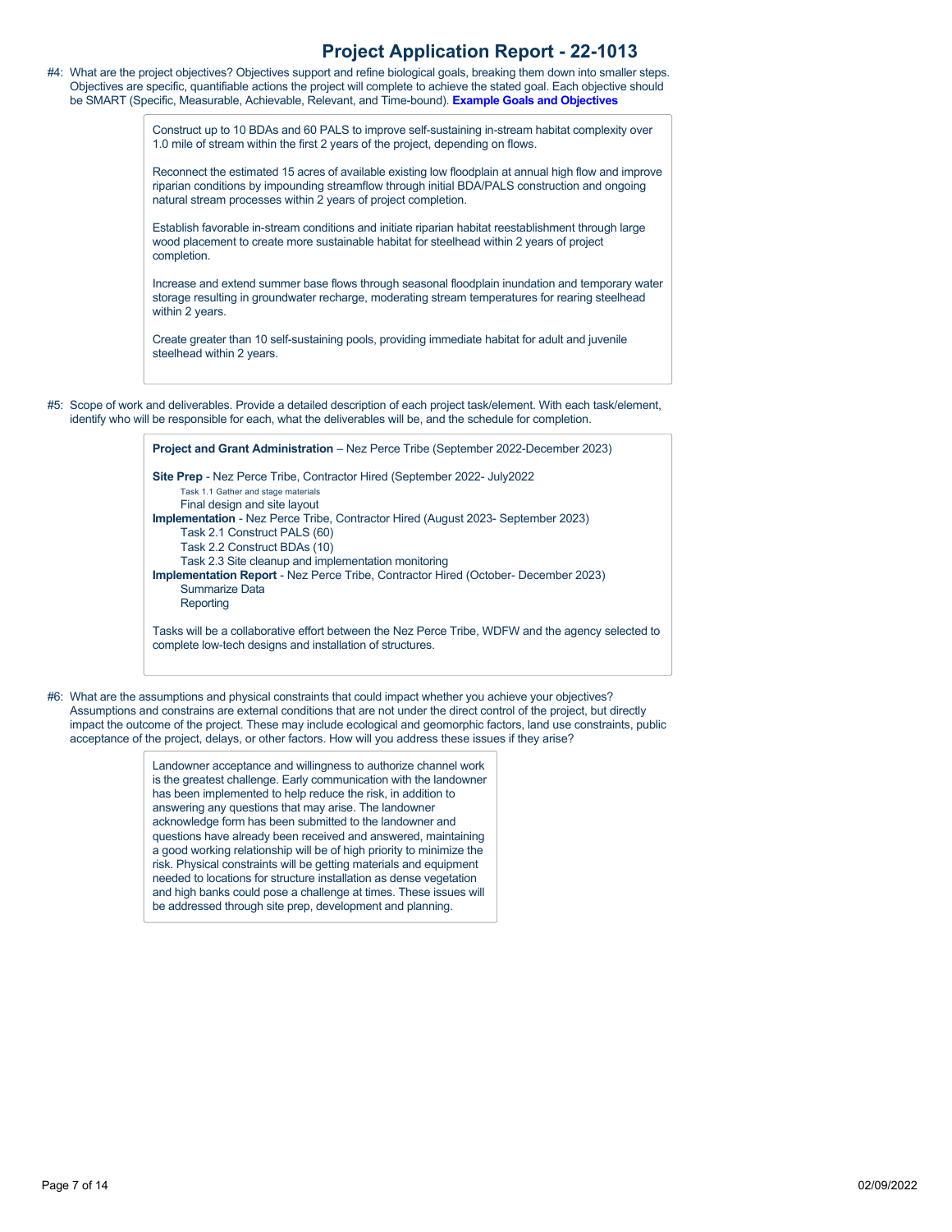# Project Application Report - 22-1013

#4: What are the project objectives? Objectives support and refine biological goals, breaking them down into smaller steps. Objectives are specific, quantifiable actions the project will complete to achieve the stated goal. Each objective should be SMART (Specific, Measurable, Achievable, Relevant, and Time-bound). **Example Goals and Objectives**

> Construct up to 10 BDAs and 60 PALS to improve self-sustaining in-stream habitat complexity over 1.0 mile of stream within the first 2 years of the project, depending on flows.
>
> Reconnect the estimated 15 acres of available existing low floodplain at annual high flow and improve riparian conditions by impounding streamflow through initial BDA/PALS construction and ongoing natural stream processes within 2 years of project completion.
>
> Establish favorable in-stream conditions and initiate riparian habitat reestablishment through large wood placement to create more sustainable habitat for steelhead within 2 years of project completion.
>
> Increase and extend summer base flows through seasonal floodplain inundation and temporary water storage resulting in groundwater recharge, moderating stream temperatures for rearing steelhead within 2 years.
>
> Create greater than 10 self-sustaining pools, providing immediate habitat for adult and juvenile steelhead within 2 years.

#5: Scope of work and deliverables. Provide a detailed description of each project task/element. With each task/element, identify who will be responsible for each, what the deliverables will be, and the schedule for completion.

> **Project and Grant Administration** – Nez Perce Tribe (September 2022-December 2023)
>
> **Site Prep** - Nez Perce Tribe, Contractor Hired (September 2022- July2022
> - Task 1.1 Gather and stage materials
> - Final design and site layout
>
> **Implementation** - Nez Perce Tribe, Contractor Hired (August 2023- September 2023)
> - Task 2.1 Construct PALS (60)
> - Task 2.2 Construct BDAs (10)
> - Task 2.3 Site cleanup and implementation monitoring
>
> **Implementation Report** - Nez Perce Tribe, Contractor Hired (October- December 2023)
> - Summarize Data
> - Reporting
>
> Tasks will be a collaborative effort between the Nez Perce Tribe, WDFW and the agency selected to complete low-tech designs and installation of structures.

#6: What are the assumptions and physical constraints that could impact whether you achieve your objectives? Assumptions and constrains are external conditions that are not under the direct control of the project, but directly impact the outcome of the project. These may include ecological and geomorphic factors, land use constraints, public acceptance of the project, delays, or other factors. How will you address these issues if they arise?

> Landowner acceptance and willingness to authorize channel work is the greatest challenge. Early communication with the landowner has been implemented to help reduce the risk, in addition to answering any questions that may arise. The landowner acknowledge form has been submitted to the landowner and questions have already been received and answered, maintaining a good working relationship will be of high priority to minimize the risk. Physical constraints will be getting materials and equipment needed to locations for structure installation as dense vegetation and high banks could pose a challenge at times. These issues will be addressed through site prep, development and planning.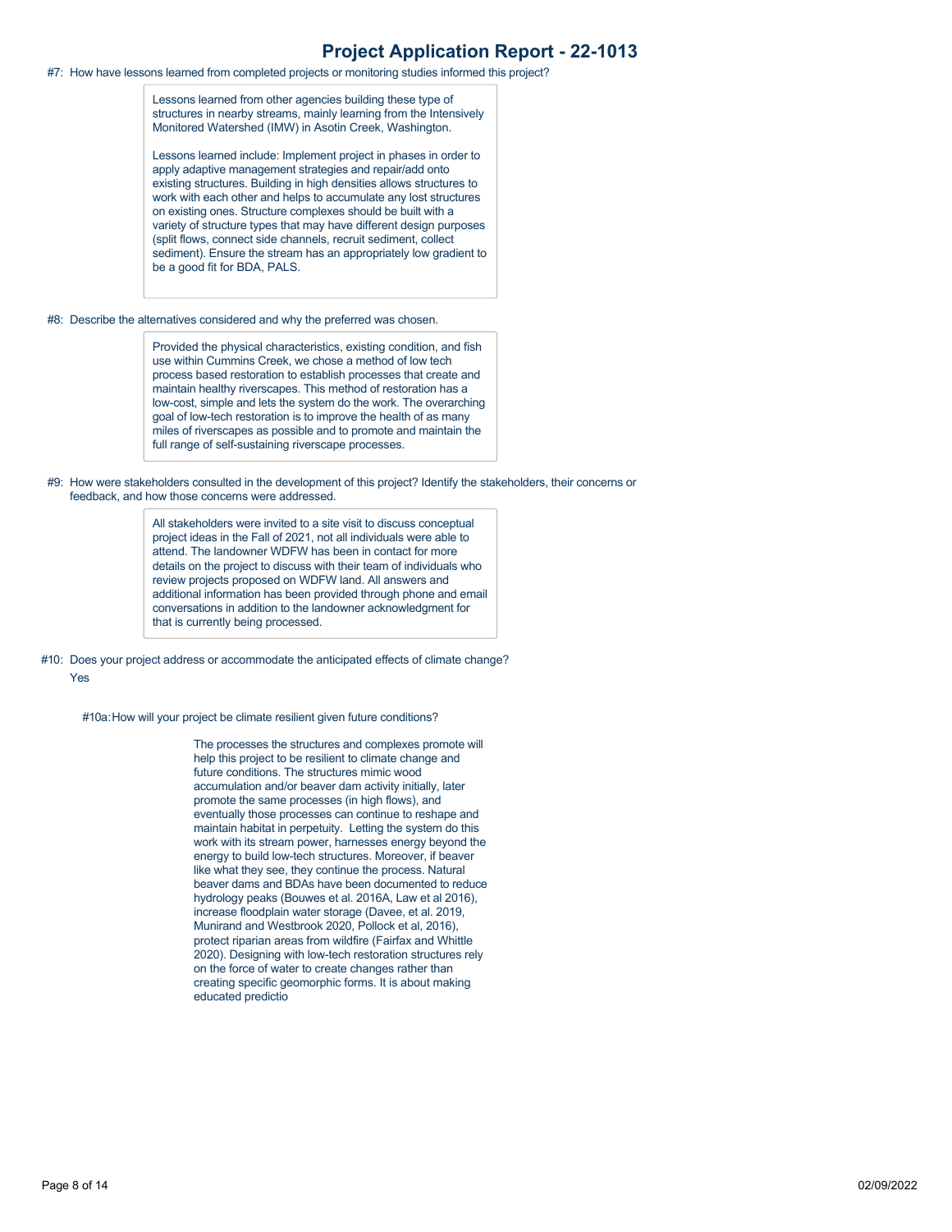#7: How have lessons learned from completed projects or monitoring studies informed this project?

Lessons learned from other agencies building these type of structures in nearby streams, mainly learning from the Intensively Monitored Watershed (IMW) in Asotin Creek, Washington.

Lessons learned include: Implement project in phases in order to apply adaptive management strategies and repair/add onto existing structures. Building in high densities allows structures to work with each other and helps to accumulate any lost structures on existing ones. Structure complexes should be built with a variety of structure types that may have different design purposes (split flows, connect side channels, recruit sediment, collect sediment). Ensure the stream has an appropriately low gradient to be a good fit for BDA, PALS.

#8: Describe the alternatives considered and why the preferred was chosen.

Provided the physical characteristics, existing condition, and fish use within Cummins Creek, we chose a method of low tech process based restoration to establish processes that create and maintain healthy riverscapes. This method of restoration has a low-cost, simple and lets the system do the work. The overarching goal of low-tech restoration is to improve the health of as many miles of riverscapes as possible and to promote and maintain the full range of self-sustaining riverscape processes.

#9: How were stakeholders consulted in the development of this project? Identify the stakeholders, their concerns or feedback, and how those concerns were addressed.

All stakeholders were invited to a site visit to discuss conceptual project ideas in the Fall of 2021, not all individuals were able to attend. The landowner WDFW has been in contact for more details on the project to discuss with their team of individuals who review projects proposed on WDFW land. All answers and additional information has been provided through phone and email conversations in addition to the landowner acknowledgment for that is currently being processed.

#10: Does your project address or accommodate the anticipated effects of climate change?

Yes

#10a: How will your project be climate resilient given future conditions?

The processes the structures and complexes promote will help this project to be resilient to climate change and future conditions. The structures mimic wood accumulation and/or beaver dam activity initially, later promote the same processes (in high flows), and eventually those processes can continue to reshape and maintain habitat in perpetuity. Letting the system do this work with its stream power, harnesses energy beyond the energy to build low-tech structures. Moreover, if beaver like what they see, they continue the process. Natural beaver dams and BDAs have been documented to reduce hydrology peaks (Bouwes et al. 2016A, Law et al 2016), increase floodplain water storage (Davee, et al. 2019, Munirand and Westbrook 2020, Pollock et al, 2016), protect riparian areas from wildfire (Fairfax and Whittle 2020). Designing with low-tech restoration structures rely on the force of water to create changes rather than creating specific geomorphic forms. It is about making educated predictio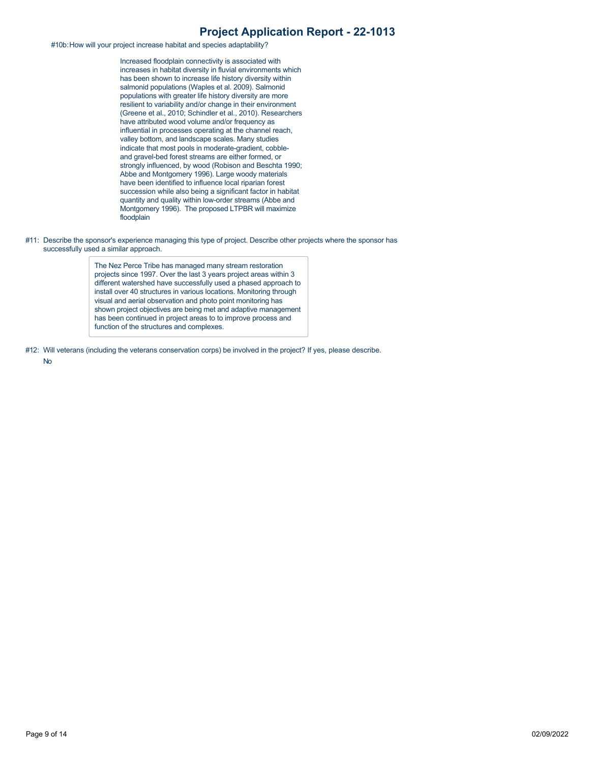#10b: How will your project increase habitat and species adaptability?

Increased floodplain connectivity is associated with increases in habitat diversity in fluvial environments which has been shown to increase life history diversity within salmonid populations (Waples et al. 2009). Salmonid populations with greater life history diversity are more resilient to variability and/or change in their environment (Greene et al., 2010; Schindler et al., 2010). Researchers have attributed wood volume and/or frequency as influential in processes operating at the channel reach, valley bottom, and landscape scales. Many studies indicate that most pools in moderate-gradient, cobble- and gravel-bed forest streams are either formed, or strongly influenced, by wood (Robison and Beschta 1990; Abbe and Montgomery 1996). Large woody materials have been identified to influence local riparian forest succession while also being a significant factor in habitat quantity and quality within low-order streams (Abbe and Montgomery 1996). The proposed LTPBR will maximize floodplain

#11: Describe the sponsor's experience managing this type of project. Describe other projects where the sponsor has successfully used a similar approach.

The Nez Perce Tribe has managed many stream restoration projects since 1997. Over the last 3 years project areas within 3 different watershed have successfully used a phased approach to install over 40 structures in various locations. Monitoring through visual and aerial observation and photo point monitoring has shown project objectives are being met and adaptive management has been continued in project areas to to improve process and function of the structures and complexes.

#12: Will veterans (including the veterans conservation corps) be involved in the project? If yes, please describe.

No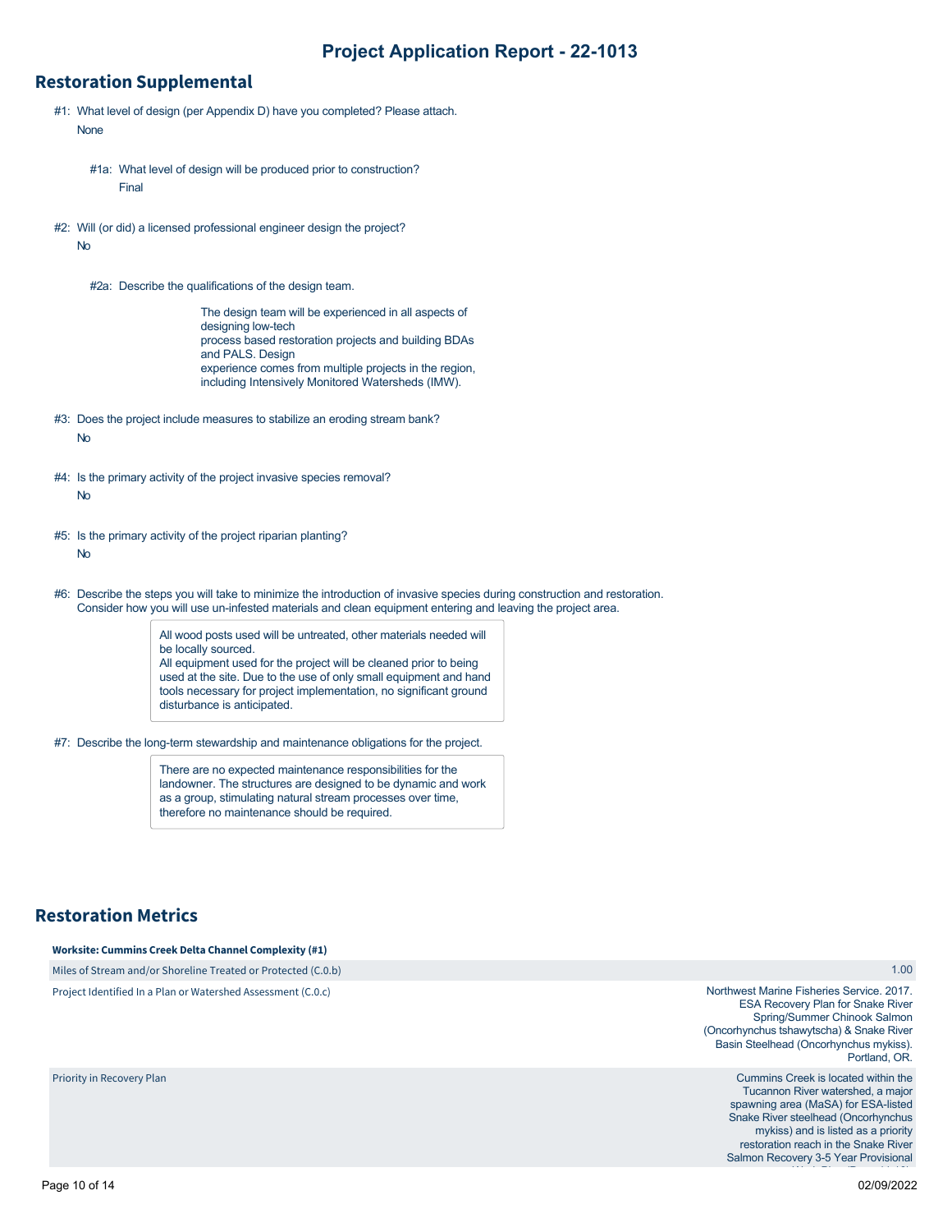## Restoration Supplemental

#1: What level of design (per Appendix D) have you completed? Please attach.

None

#1a: What level of design will be produced prior to construction?

Final

#2: Will (or did) a licensed professional engineer design the project?

No

#2a: Describe the qualifications of the design team.

The design team will be experienced in all aspects of designing low-tech process based restoration projects and building BDAs and PALS. Design experience comes from multiple projects in the region, including Intensively Monitored Watersheds (IMW).

#3: Does the project include measures to stabilize an eroding stream bank?

No

#4: Is the primary activity of the project invasive species removal?

No

#5: Is the primary activity of the project riparian planting?

No

#6: Describe the steps you will take to minimize the introduction of invasive species during construction and restoration. Consider how you will use un-infested materials and clean equipment entering and leaving the project area.

All wood posts used will be untreated, other materials needed will be locally sourced.
All equipment used for the project will be cleaned prior to being used at the site. Due to the use of only small equipment and hand tools necessary for project implementation, no significant ground disturbance is anticipated.

#7: Describe the long-term stewardship and maintenance obligations for the project.

There are no expected maintenance responsibilities for the landowner. The structures are designed to be dynamic and work as a group, stimulating natural stream processes over time, therefore no maintenance should be required.

## Restoration Metrics

**Worksite: Cummins Creek Delta Channel Complexity (#1)**

| | |
|---|---|
| Miles of Stream and/or Shoreline Treated or Protected (C.0.b) | 1.00 |
| Project Identified In a Plan or Watershed Assessment (C.0.c) | Northwest Marine Fisheries Service. 2017. ESA Recovery Plan for Snake River Spring/Summer Chinook Salmon (Oncorhynchus tshawytscha) & Snake River Basin Steelhead (Oncorhynchus mykiss). Portland, OR. |
| Priority in Recovery Plan | Cummins Creek is located within the Tucannon River watershed, a major spawning area (MaSA) for ESA-listed Snake River steelhead (Oncorhynchus mykiss) and is listed as a priority restoration reach in the Snake River Salmon Recovery 3-5 Year Provisional |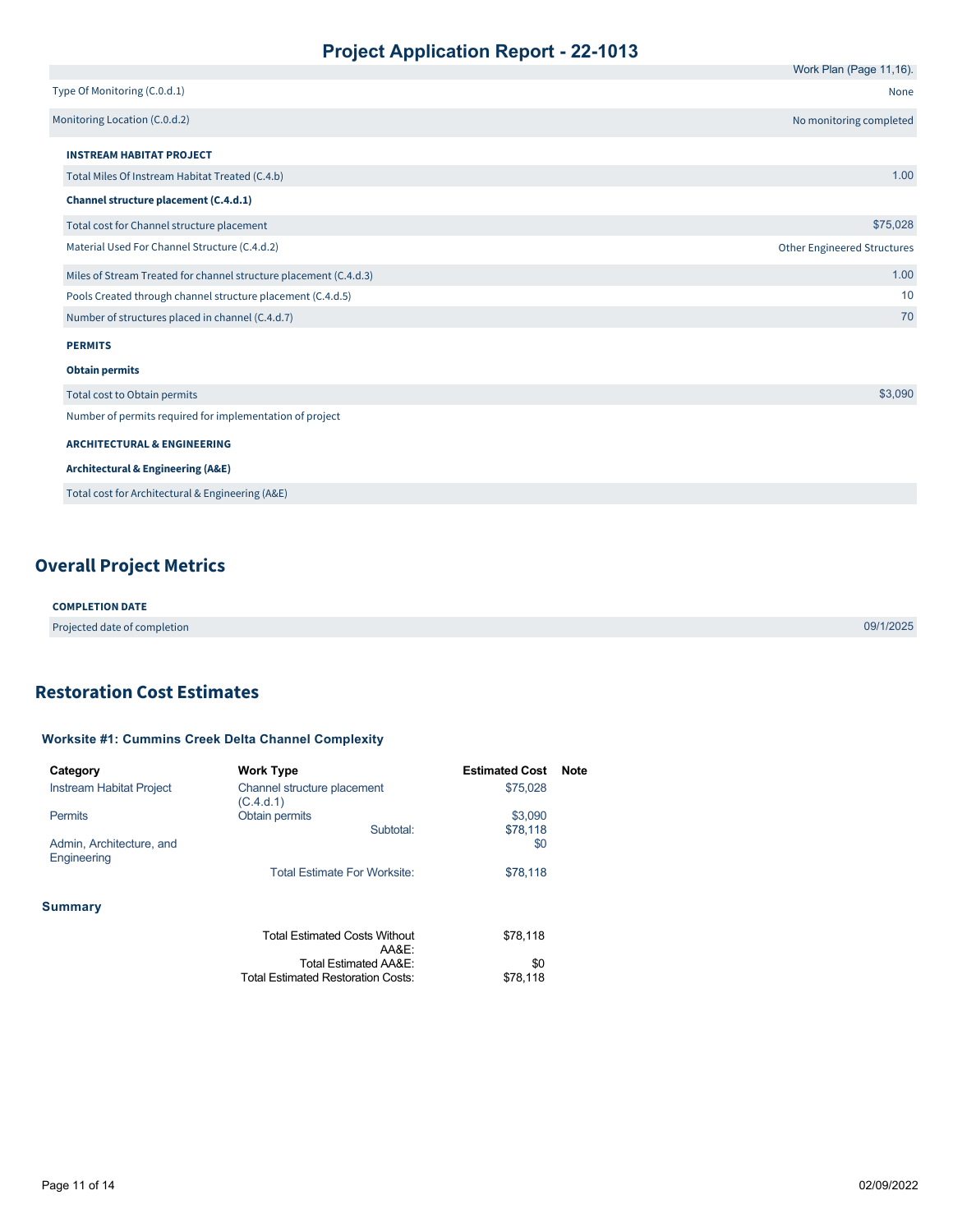| | Work Plan (Page 11,16). |
|---|---|
| Type Of Monitoring (C.0.d.1) | None |
| Monitoring Location (C.0.d.2) | No monitoring completed |

| **INSTREAM HABITAT PROJECT** | |
|---|---|
| Total Miles Of Instream Habitat Treated (C.4.b) | 1.00 |
| **Channel structure placement (C.4.d.1)** | |
| Total cost for Channel structure placement | $75,028 |
| Material Used For Channel Structure (C.4.d.2) | Other Engineered Structures |
| Miles of Stream Treated for channel structure placement (C.4.d.3) | 1.00 |
| Pools Created through channel structure placement (C.4.d.5) | 10 |
| Number of structures placed in channel (C.4.d.7) | 70 |
| **PERMITS** | |
| **Obtain permits** | |
| Total cost to Obtain permits | $3,090 |
| Number of permits required for implementation of project | |
| **ARCHITECTURAL & ENGINEERING** | |
| **Architectural & Engineering (A&E)** | |
| Total cost for Architectural & Engineering (A&E) | |

## Overall Project Metrics

| **COMPLETION DATE** | |
|---|---|
| Projected date of completion | 09/1/2025 |

## Restoration Cost Estimates

### Worksite #1: Cummins Creek Delta Channel Complexity

| Category | Work Type | Estimated Cost | Note |
|---|---|---|---|
| Instream Habitat Project | Channel structure placement (C.4.d.1) | $75,028 | |
| Permits | Obtain permits | $3,090 | |
| | Subtotal: | $78,118 | |
| Admin, Architecture, and Engineering | | $0 | |
| | Total Estimate For Worksite: | $78,118 | |

### Summary

| | |
|---|---|
| Total Estimated Costs Without AA&E: | $78,118 |
| Total Estimated AA&E: | $0 |
| Total Estimated Restoration Costs: | $78,118 |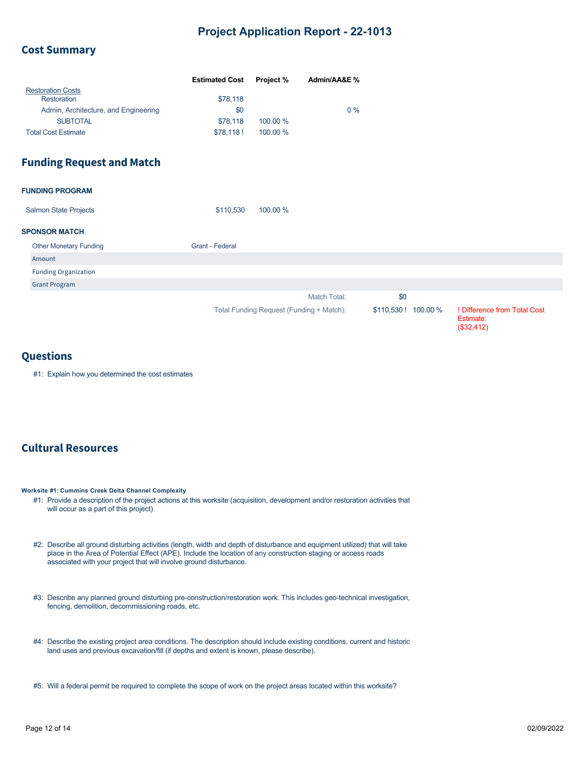# Project Application Report - 22-1013

## Cost Summary

| | Estimated Cost | Project % | Admin/AA&E % |
|---|---|---|---|
| Restoration Costs | | | |
| Restoration | $78,118 | | |
| Admin, Architecture, and Engineering | $0 | | 0 % |
| SUBTOTAL | $78,118 | 100.00 % | |
| Total Cost Estimate | $78,118 ! | 100.00 % | |

## Funding Request and Match

**FUNDING PROGRAM**

| | | |
|---|---|---|
| Salmon State Projects | $110,530 | 100.00 % |

**SPONSOR MATCH**

| | |
|---|---|
| Other Monetary Funding | Grant - Federal |
| Amount | |
| Funding Organization | |
| Grant Program | |

| | | | |
|---|---|---|---|
| Match Total: | $0 | | |
| Total Funding Request (Funding + Match): | $110,530 ! | 100.00 % | ! Difference from Total Cost Estimate: ($32,412) |

## Questions

#1: Explain how you determined the cost estimates

## Cultural Resources

**Worksite #1: Cummins Creek Delta Channel Complexity**

#1: Provide a description of the project actions at this worksite (acquisition, development and/or restoration activities that will occur as a part of this project)

#2: Describe all ground disturbing activities (length, width and depth of disturbance and equipment utilized) that will take place in the Area of Potential Effect (APE). Include the location of any construction staging or access roads associated with your project that will involve ground disturbance.

#3: Describe any planned ground disturbing pre-construction/restoration work. This includes geo-technical investigation, fencing, demolition, decommissioning roads, etc.

#4: Describe the existing project area conditions. The description should include existing conditions, current and historic land uses and previous excavation/fill (if depths and extent is known, please describe).

#5: Will a federal permit be required to complete the scope of work on the project areas located within this worksite?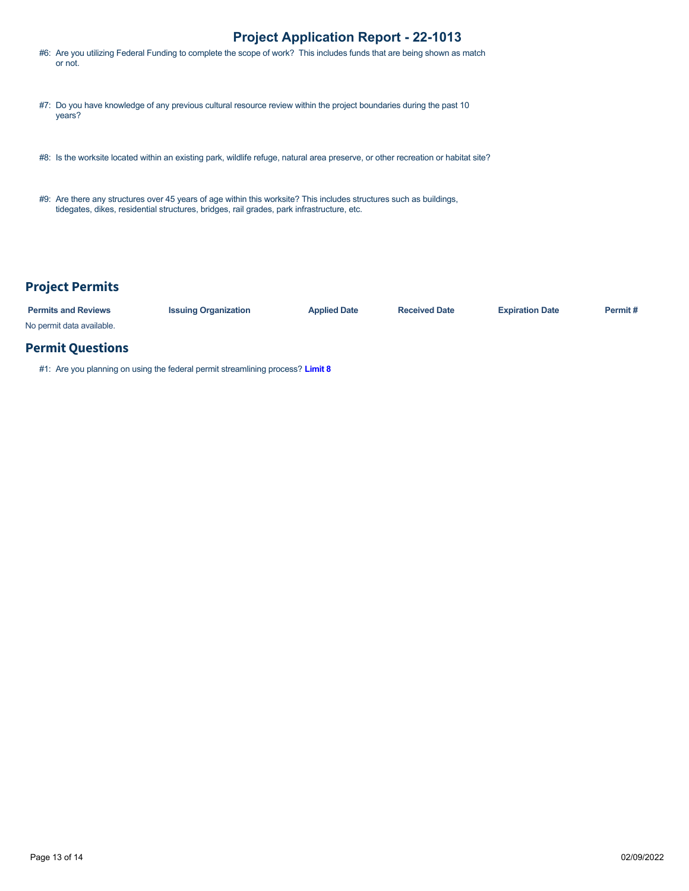#6: Are you utilizing Federal Funding to complete the scope of work? This includes funds that are being shown as match or not.

#7: Do you have knowledge of any previous cultural resource review within the project boundaries during the past 10 years?

#8: Is the worksite located within an existing park, wildlife refuge, natural area preserve, or other recreation or habitat site?

#9: Are there any structures over 45 years of age within this worksite? This includes structures such as buildings, tidegates, dikes, residential structures, bridges, rail grades, park infrastructure, etc.

## Project Permits

| Permits and Reviews | Issuing Organization | Applied Date | Received Date | Expiration Date | Permit # |
|---|---|---|---|---|---|

No permit data available.

## Permit Questions

#1: Are you planning on using the federal permit streamlining process? **Limit 8**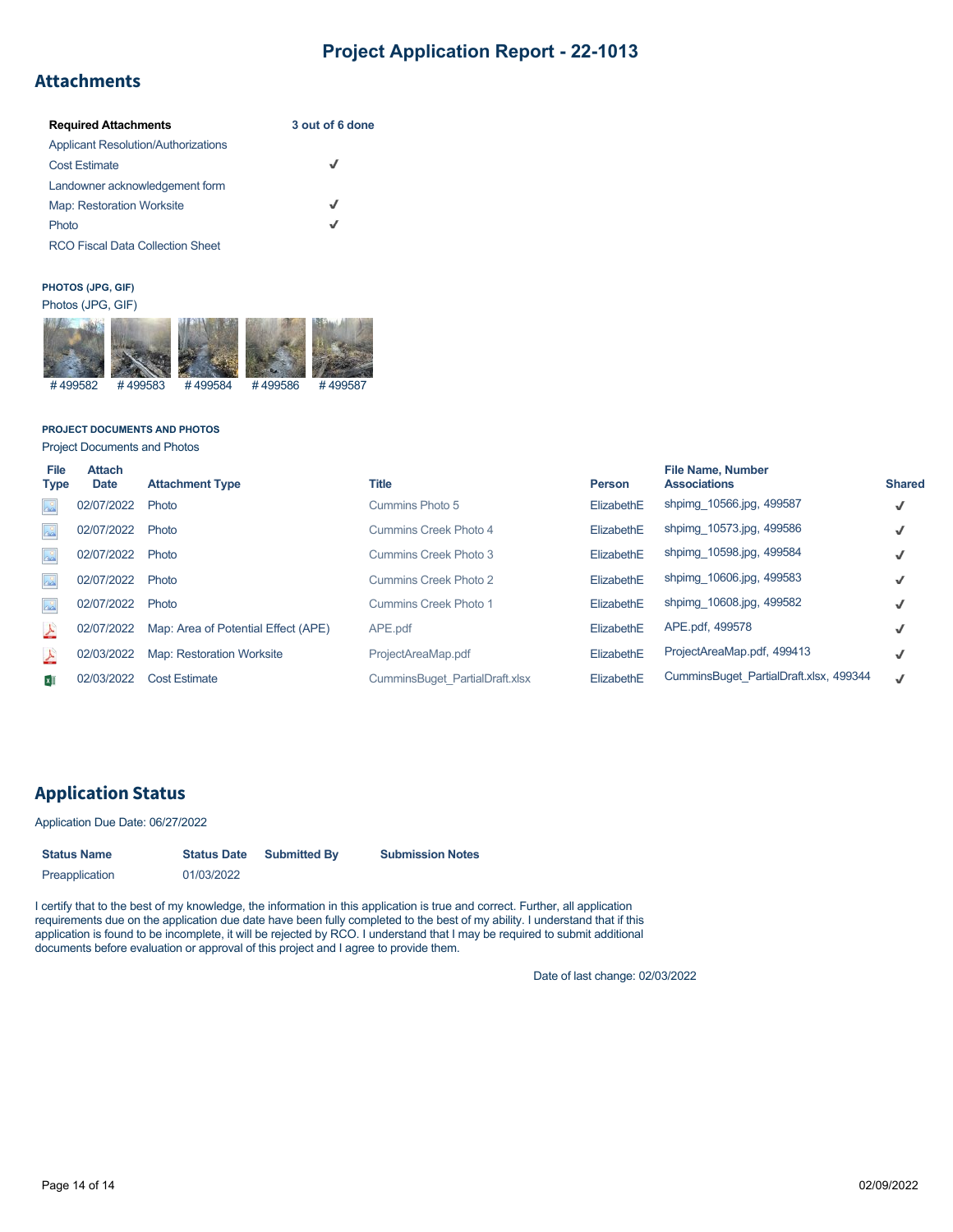# Project Application Report - 22-1013

## Attachments

| Required Attachments | 3 out of 6 done |
|---|---|
| Applicant Resolution/Authorizations | |
| Cost Estimate | ✓ |
| Landowner acknowledgement form | |
| Map: Restoration Worksite | ✓ |
| Photo | ✓ |
| RCO Fiscal Data Collection Sheet | |

**PHOTOS (JPG, GIF)**

Photos (JPG, GIF)

#499582 #499583 #499584 #499586 #499587

**PROJECT DOCUMENTS AND PHOTOS**

Project Documents and Photos

| File Type | Attach Date | Attachment Type | Title | Person | File Name, Number Associations | Shared |
|---|---|---|---|---|---|---|
| | 02/07/2022 | Photo | Cummins Photo 5 | ElizabethE | shpimg_10566.jpg, 499587 | ✓ |
| | 02/07/2022 | Photo | Cummins Creek Photo 4 | ElizabethE | shpimg_10573.jpg, 499586 | ✓ |
| | 02/07/2022 | Photo | Cummins Creek Photo 3 | ElizabethE | shpimg_10598.jpg, 499584 | ✓ |
| | 02/07/2022 | Photo | Cummins Creek Photo 2 | ElizabethE | shpimg_10606.jpg, 499583 | ✓ |
| | 02/07/2022 | Photo | Cummins Creek Photo 1 | ElizabethE | shpimg_10608.jpg, 499582 | ✓ |
| | 02/07/2022 | Map: Area of Potential Effect (APE) | APE.pdf | ElizabethE | APE.pdf, 499578 | ✓ |
| | 02/03/2022 | Map: Restoration Worksite | ProjectAreaMap.pdf | ElizabethE | ProjectAreaMap.pdf, 499413 | ✓ |
| | 02/03/2022 | Cost Estimate | CumminsBuget_PartialDraft.xlsx | ElizabethE | CumminsBuget_PartialDraft.xlsx, 499344 | ✓ |

## Application Status

Application Due Date: 06/27/2022

| Status Name | Status Date | Submitted By | Submission Notes |
|---|---|---|---|
| Preapplication | 01/03/2022 | | |

I certify that to the best of my knowledge, the information in this application is true and correct. Further, all application requirements due on the application due date have been fully completed to the best of my ability. I understand that if this application is found to be incomplete, it will be rejected by RCO. I understand that I may be required to submit additional documents before evaluation or approval of this project and I agree to provide them.

Date of last change: 02/03/2022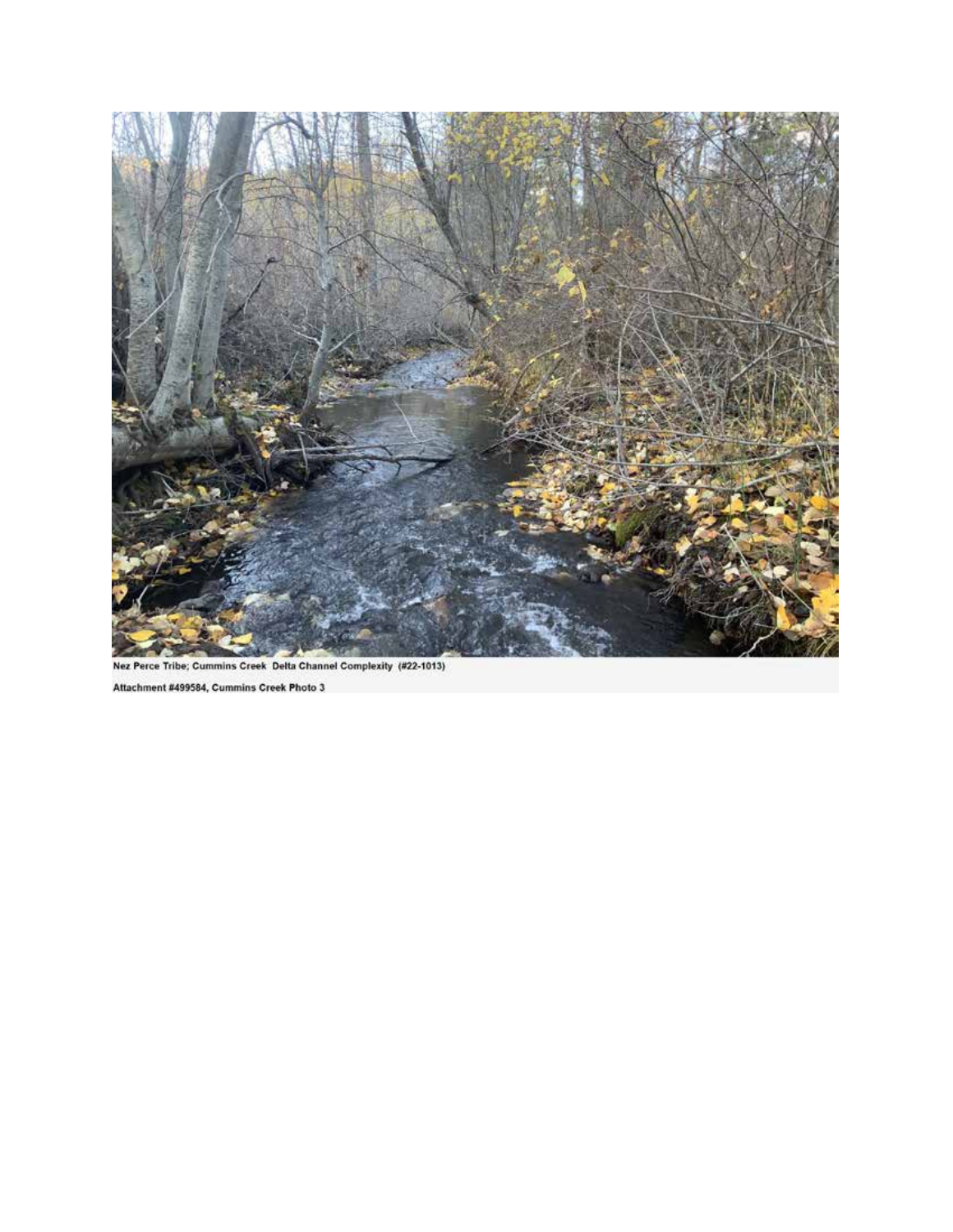Nez Perce Tribe; Cummins Creek Delta Channel Complexity (#22-1013)

Attachment #499584, Cummins Creek Photo 3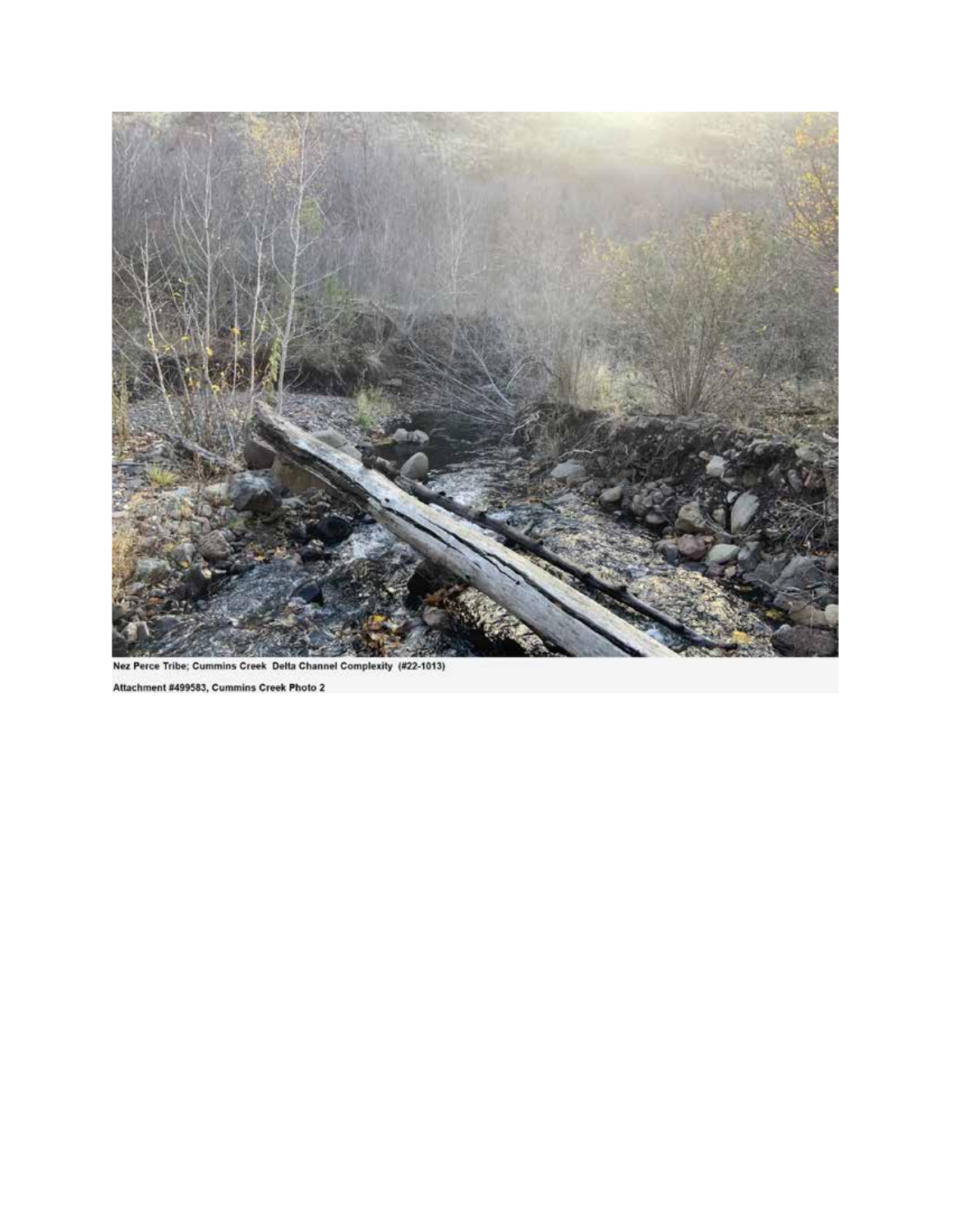Nez Perce Tribe; Cummins Creek Delta Channel Complexity (#22-1013)

Attachment #499583, Cummins Creek Photo 2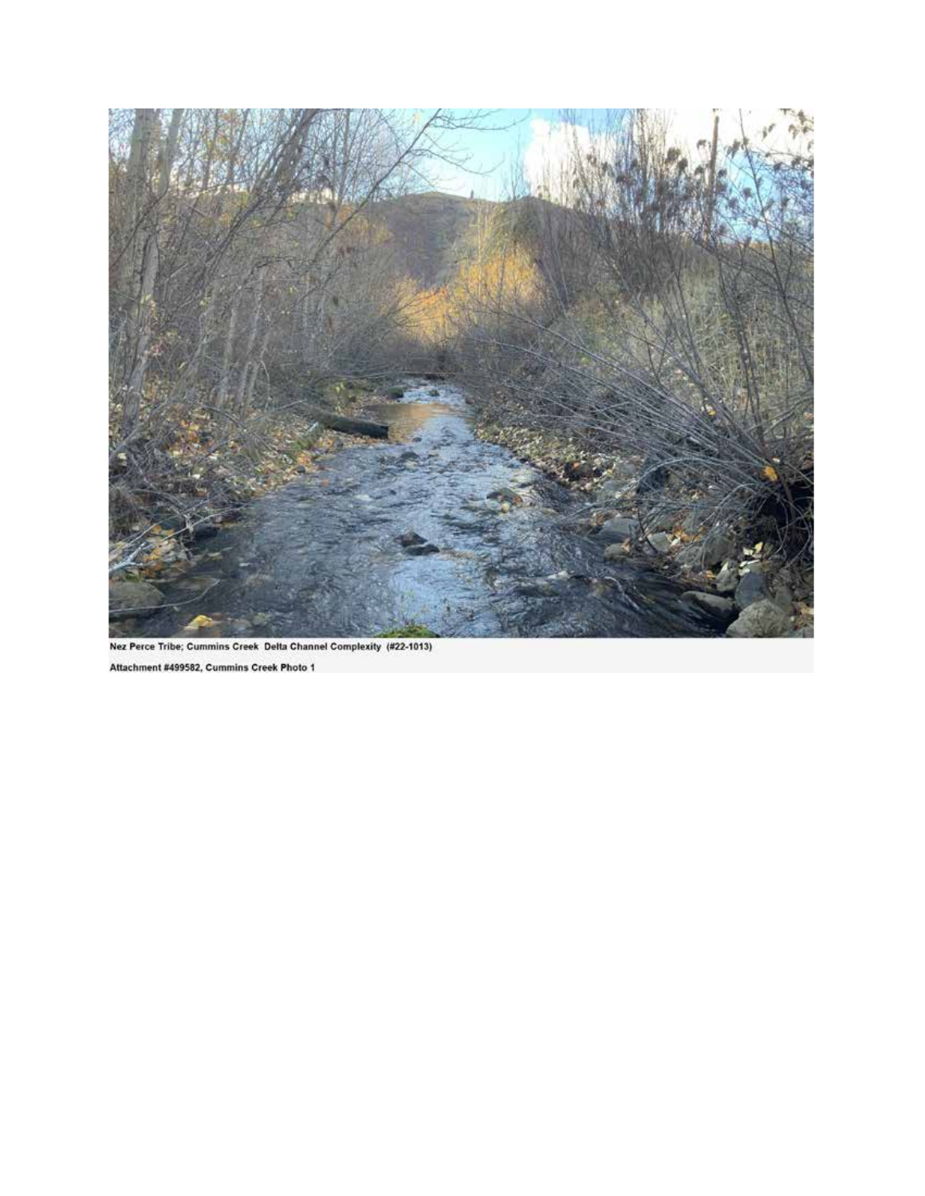Nez Perce Tribe; Cummins Creek Delta Channel Complexity (#22-1013)

Attachment #499582, Cummins Creek Photo 1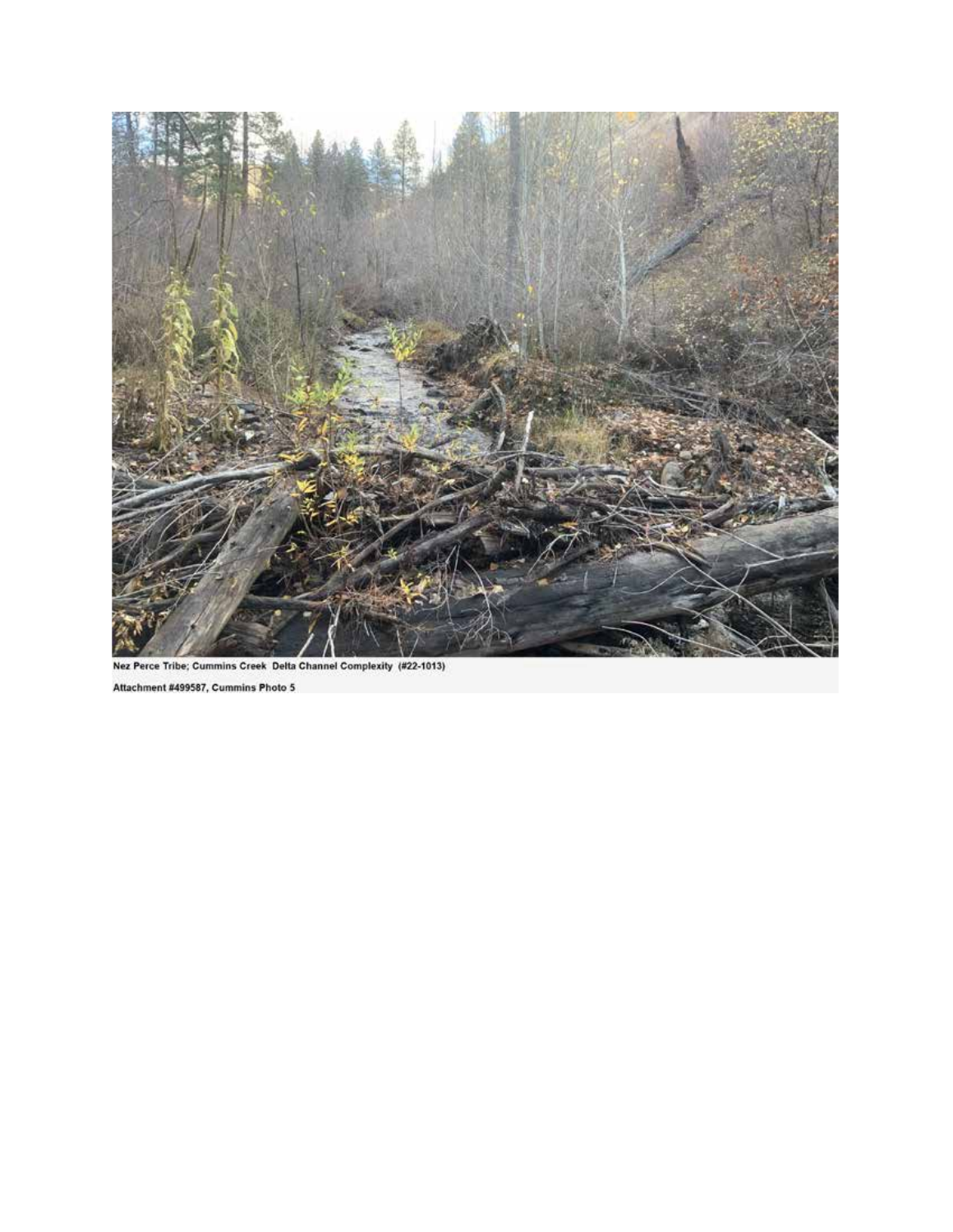Nez Perce Tribe; Cummins Creek Delta Channel Complexity (#22-1013)

Attachment #499587, Cummins Photo 5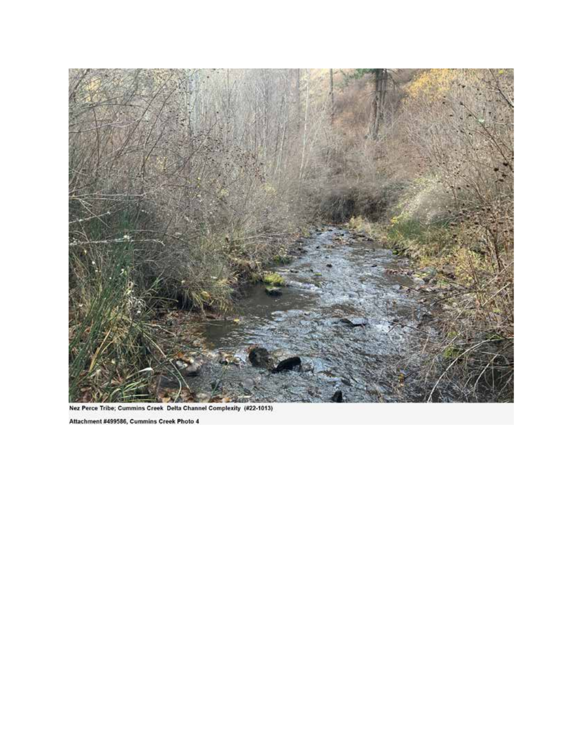Nez Perce Tribe; Cummins Creek Delta Channel Complexity (#22-1013)

Attachment #499586, Cummins Creek Photo 4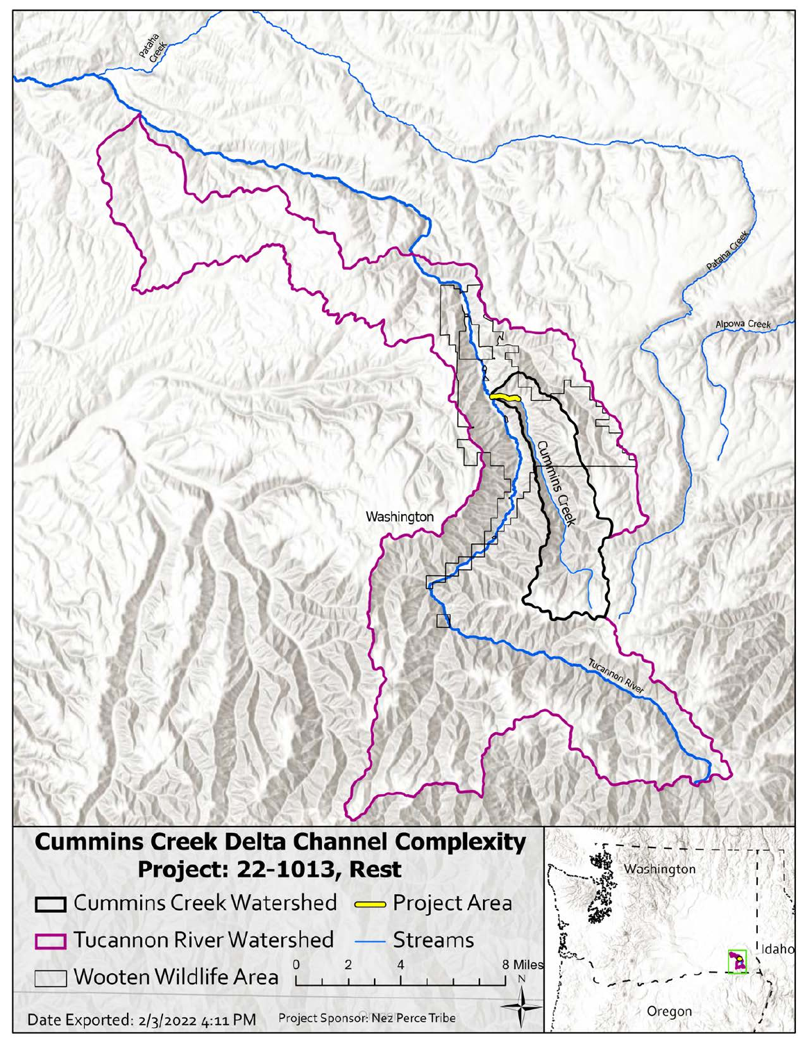Pataha Creek

Pataha Creek

Alpowa Creek

Cummins Creek

Washington

Tucannon River

# Cummins Creek Delta Channel Complexity Project: 22-1013, Rest

- Cummins Creek Watershed
- Tucannon River Watershed
- Wooten Wildlife Area
- Project Area
- Streams

0 2 4 8 Miles

N

Date Exported: 2/3/2022 4:11 PM

Project Sponsor: Nez Perce Tribe

Washington

Idaho

Oregon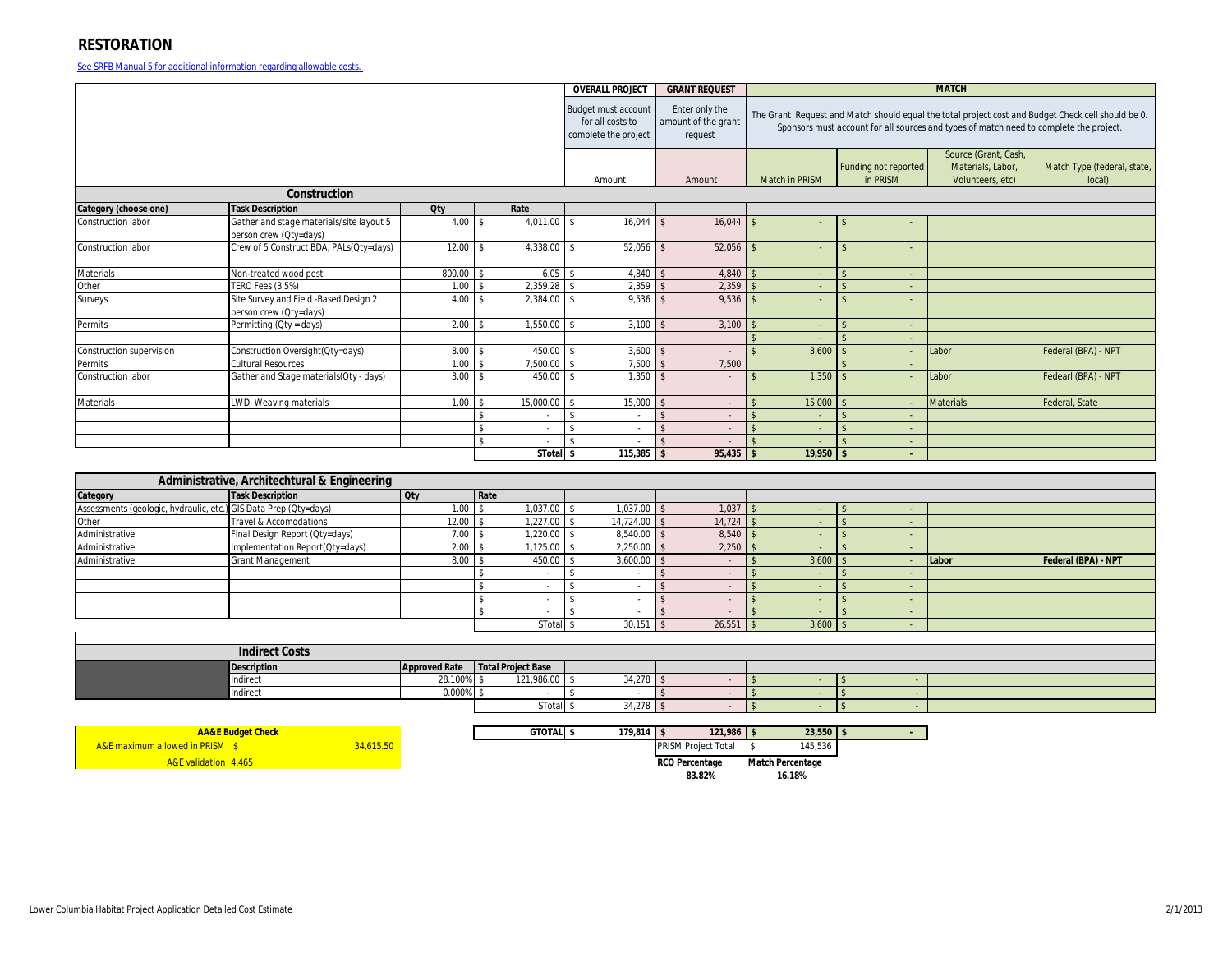# RESTORATION

See SRFB Manual 5 for additional information regarding allowable costs.

| | | | | OVERALL PROJECT | GRANT REQUEST | MATCH | | | |
|---|---|---|---|---|---|---|---|---|---|
| | | | | Budget must account for all costs to complete the project | Enter only the amount of the grant request | The Grant Request and Match should equal the total project cost and Budget Check cell should be 0. Sponsors must account for all sources and types of match need to complete the project. | | | |
| | | | | Amount | Amount | Match in PRISM | Funding not reported in PRISM | Source (Grant, Cash, Materials, Labor, Volunteers, etc) | Match Type (federal, state, local) |
| **Construction** | | | | | | | | | |
| **Category (choose one)** | **Task Description** | **Qty** | **Rate** | | | | | | |
| Construction labor | Gather and stage materials/site layout 5 person crew (Qty=days) | 4.00 | $ 4,011.00 | $ 16,044 | $ 16,044 | $ - | $ - | | |
| Construction labor | Crew of 5 Construct BDA, PALs(Qty=days) | 12.00 | $ 4,338.00 | $ 52,056 | $ 52,056 | $ - | $ - | | |
| Materials | Non-treated wood post | 800.00 | $ 6.05 | $ 4,840 | $ 4,840 | $ - | $ - | | |
| Other | TERO Fees (3.5%) | 1.00 | $ 2,359.28 | $ 2,359 | $ 2,359 | $ - | $ - | | |
| Surveys | Site Survey and Field -Based Design 2 person crew (Qty=days) | 4.00 | $ 2,384.00 | $ 9,536 | $ 9,536 | $ - | $ - | | |
| Permits | Permitting (Qty = days) | 2.00 | $ 1,550.00 | $ 3,100 | $ 3,100 | $ - | $ - | | |
| | | | | | | $ - | $ - | | |
| Construction supervision | Construction Oversight(Qty=days) | 8.00 | $ 450.00 | $ 3,600 | $ - | $ 3,600 | $ - | Labor | Federal (BPA) - NPT |
| Permits | Cultural Resources | 1.00 | $ 7,500.00 | $ 7,500 | $ 7,500 | | $ - | | |
| Construction labor | Gather and Stage materials(Qty - days) | 3.00 | $ 450.00 | $ 1,350 | $ - | $ 1,350 | $ - | Labor | Fedearl (BPA) - NPT |
| Materials | LWD, Weaving materials | 1.00 | $ 15,000.00 | $ 15,000 | $ - | $ 15,000 | $ - | Materials | Federal, State |
| | | | $ - | $ - | $ - | $ - | $ - | | |
| | | | $ - | $ - | $ - | $ - | $ - | | |
| | | | $ - | $ - | $ - | $ - | $ - | | |
| | | | STotal | $ 115,385 | $ 95,435 | $ 19,950 | $ - | | |

| **Administrative, Architechtural & Engineering** | | | | | | | | | |
|---|---|---|---|---|---|---|---|---|---|
| **Category** | **Task Description** | **Qty** | **Rate** | | | | | | |
| Assessments (geologic, hydraulic, etc.) | GIS Data Prep (Qty=days) | 1.00 | $ 1,037.00 | $ 1,037.00 | $ 1,037 | $ - | $ - | | |
| Other | Travel & Accomodations | 12.00 | $ 1,227.00 | $ 14,724.00 | $ 14,724 | $ - | $ - | | |
| Administrative | Final Design Report (Qty=days) | 7.00 | $ 1,220.00 | $ 8,540.00 | $ 8,540 | $ - | $ - | | |
| Administrative | Implementation Report(Qty=days) | 2.00 | $ 1,125.00 | $ 2,250.00 | $ 2,250 | $ - | $ - | | |
| Administrative | Grant Management | 8.00 | $ 450.00 | $ 3,600.00 | $ - | $ 3,600 | $ - | **Labor** | **Federal (BPA) - NPT** |
| | | | $ - | $ - | $ - | $ - | $ - | | |
| | | | $ - | $ - | $ - | $ - | $ - | | |
| | | | $ - | $ - | $ - | $ - | $ - | | |
| | | | $ - | $ - | $ - | $ - | $ - | | |
| | | | STotal | $ 30,151 | $ 26,551 | $ 3,600 | $ - | | |

| **Indirect Costs** | | | | | | | | | |
|---|---|---|---|---|---|---|---|---|---|
| | **Description** | **Approved Rate** | **Total Project Base** | | | | | | |
| | Indirect | 28.100% | $ 121,986.00 | $ 34,278 | $ - | $ - | $ - | | |
| | Indirect | 0.000% | $ - | $ - | $ - | $ - | $ - | | |
| | | | STotal | $ 34,278 | $ - | $ - | $ - | | |
| | | | **GTOTAL** | **$ 179,814** | **$ 121,986** | **$ 23,550** | **$ -** | | |

| **AA&E Budget Check** | |
|---|---|
| A&E maximum allowed in PRISM | $ 34,615.50 |
| A&E validation | 4,465 |

| | |
|---|---|
| PRISM Project Total | $ 145,536 |
| **RCO Percentage** | **Match Percentage** |
| **83.82%** | **16.18%** |

Lower Columbia Habitat Project Application Detailed Cost Estimate

2/1/2013